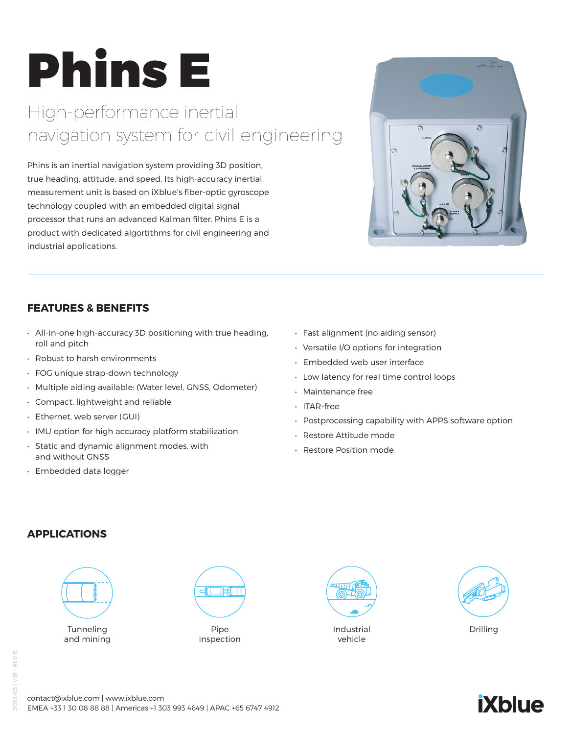# Phins E

## High-performance inertial navigation system for civil engineering

Phins is an inertial navigation system providing 3D position, true heading, attitude, and speed. Its high-accuracy inertial measurement unit is based on iXblue's fiber-optic gyroscope technology coupled with an embedded digital signal processor that runs an advanced Kalman filter. Phins E is a product with dedicated algortithms for civil engineering and industrial applications.

## FEATURES & BENEFITS

- All-in-one high-accuracy 3D positioning with true heading, roll and pitch
- Robust to harsh environments
- FOG unique strap-down technology
- Multiple aiding available: (Water level, GNSS, Odometer)
- Compact, lightweight and reliable
- Ethernet, web server (GUI)
- IMU option for high accuracy platform stabilization
- Static and dynamic alignment modes, with and without GNSS
- Embedded data logger
- Fast alignment (no aiding sensor)
- Versatile I/O options for integration
- Embedded web user interface
- Low latency for real time control loops
- Maintenance free
- ITAR-free
- Postprocessing capability with APPS software option
- Restore Attitude mode
- Restore Position mode

## APPLICATIONS

- Tunneling and mining
- Pipe inspection
- Industrial vehicle
- Drilling

contact@ixblue.com | www.ixblue.com
EMEA +33 1 30 08 88 88 | Americas +1 303 993 4649 | APAC +65 6747 4912

2022-05 | V01 - REV B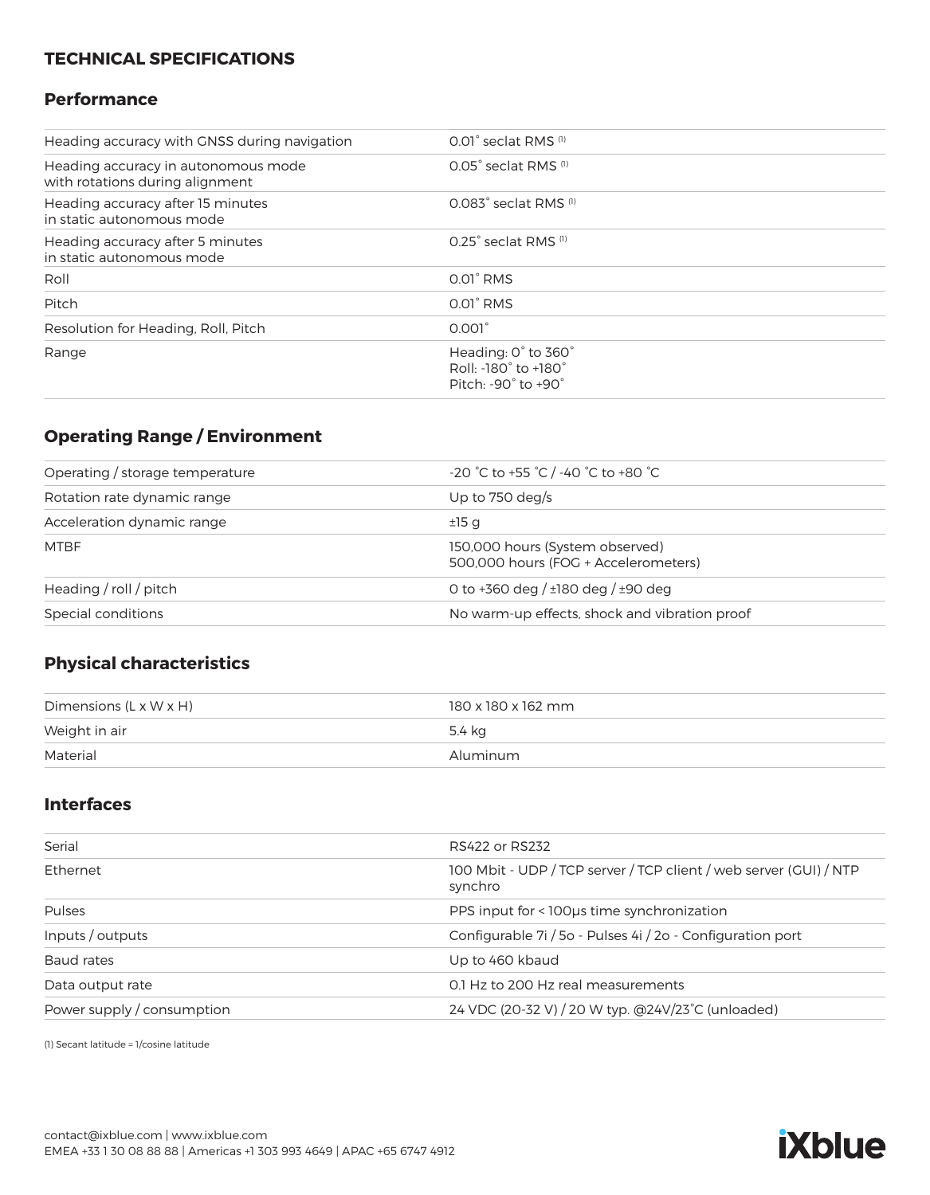## TECHNICAL SPECIFICATIONS

### Performance

| | |
|---|---|
| Heading accuracy with GNSS during navigation | 0.01° seclat RMS [1] |
| Heading accuracy in autonomous mode with rotations during alignment | 0.05° seclat RMS [1] |
| Heading accuracy after 15 minutes in static autonomous mode | 0.083° seclat RMS [1] |
| Heading accuracy after 5 minutes in static autonomous mode | 0.25° seclat RMS [1] |
| Roll | 0.01° RMS |
| Pitch | 0.01° RMS |
| Resolution for Heading, Roll, Pitch | 0.001° |
| Range | Heading: 0° to 360°<br>Roll: -180° to +180°<br>Pitch: -90° to +90° |

### Operating Range / Environment

| | |
|---|---|
| Operating / storage temperature | -20 °C to +55 °C / -40 °C to +80 °C |
| Rotation rate dynamic range | Up to 750 deg/s |
| Acceleration dynamic range | ±15 g |
| MTBF | 150,000 hours (System observed)<br>500,000 hours (FOG + Accelerometers) |
| Heading / roll / pitch | 0 to +360 deg / ±180 deg / ±90 deg |
| Special conditions | No warm-up effects, shock and vibration proof |

### Physical characteristics

| | |
|---|---|
| Dimensions (L x W x H) | 180 x 180 x 162 mm |
| Weight in air | 5.4 kg |
| Material | Aluminum |

### Interfaces

| | |
|---|---|
| Serial | RS422 or RS232 |
| Ethernet | 100 Mbit - UDP / TCP server / TCP client / web server (GUI) / NTP synchro |
| Pulses | PPS input for < 100μs time synchronization |
| Inputs / outputs | Configurable 7i / 5o - Pulses 4i / 2o - Configuration port |
| Baud rates | Up to 460 kbaud |
| Data output rate | 0.1 Hz to 200 Hz real measurements |
| Power supply / consumption | 24 VDC (20-32 V) / 20 W typ. @24V/23°C (unloaded) |

(1) Secant latitude = 1/cosine latitude

contact@ixblue.com | www.ixblue.com
EMEA +33 1 30 08 88 88 | Americas +1 303 993 4649 | APAC +65 6747 4912

iXblue